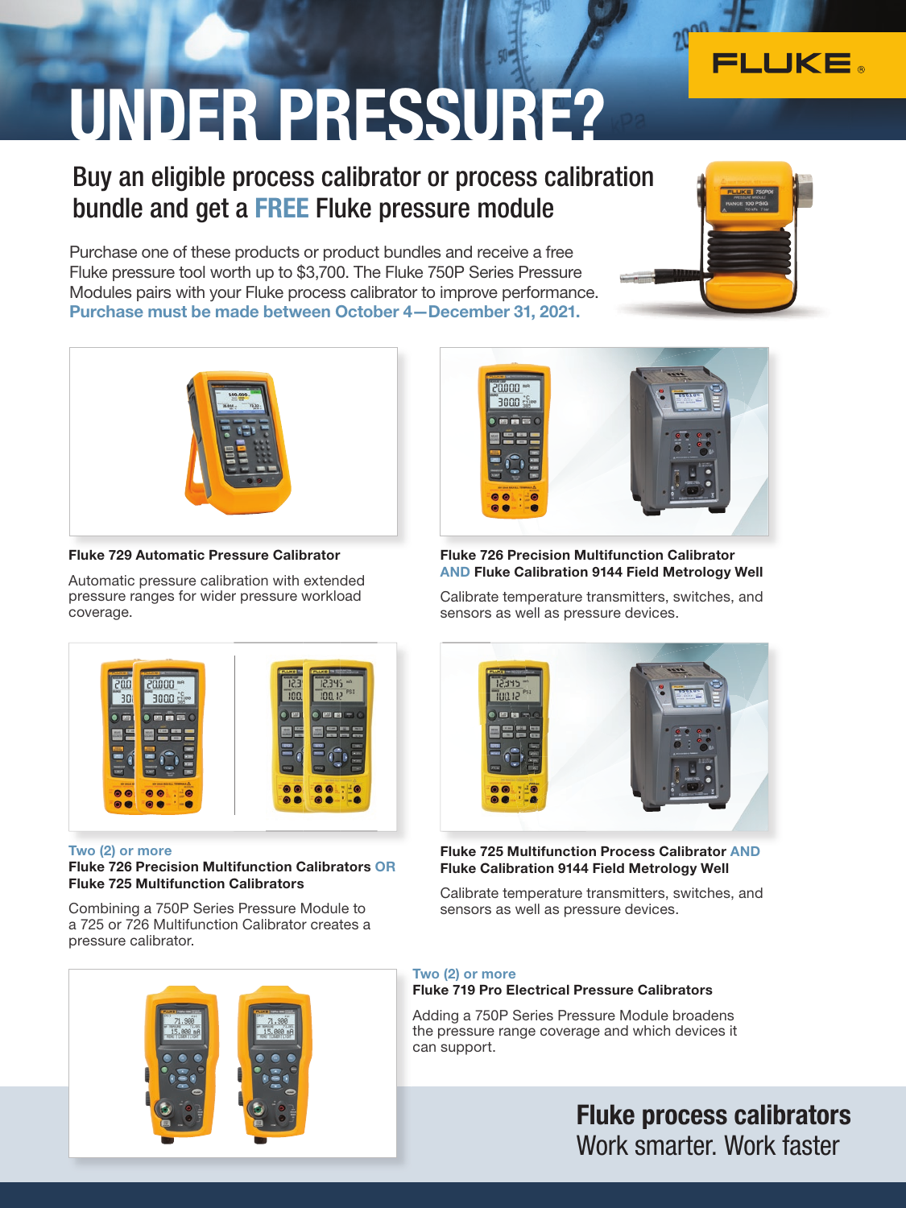# UNDER PRESSURE?

FLUKE

## Buy an eligible process calibrator or process calibration bundle and get a FREE Fluke pressure module

Purchase one of these products or product bundles and receive a free Fluke pressure tool worth up to $3,700. The Fluke 750P Series Pressure Modules pairs with your Fluke process calibrator to improve performance. **Purchase must be made between October 4—December 31, 2021.**

**Fluke 729 Automatic Pressure Calibrator**

Automatic pressure calibration with extended pressure ranges for wider pressure workload coverage.

**Fluke 726 Precision Multifunction Calibrator AND Fluke Calibration 9144 Field Metrology Well**

Calibrate temperature transmitters, switches, and sensors as well as pressure devices.

**Two (2) or more**
**Fluke 726 Precision Multifunction Calibrators OR Fluke 725 Multifunction Calibrators**

Combining a 750P Series Pressure Module to a 725 or 726 Multifunction Calibrator creates a pressure calibrator.

**Fluke 725 Multifunction Process Calibrator AND Fluke Calibration 9144 Field Metrology Well**

Calibrate temperature transmitters, switches, and sensors as well as pressure devices.

**Two (2) or more**
**Fluke 719 Pro Electrical Pressure Calibrators**

Adding a 750P Series Pressure Module broadens the pressure range coverage and which devices it can support.

**Fluke process calibrators**
Work smarter. Work faster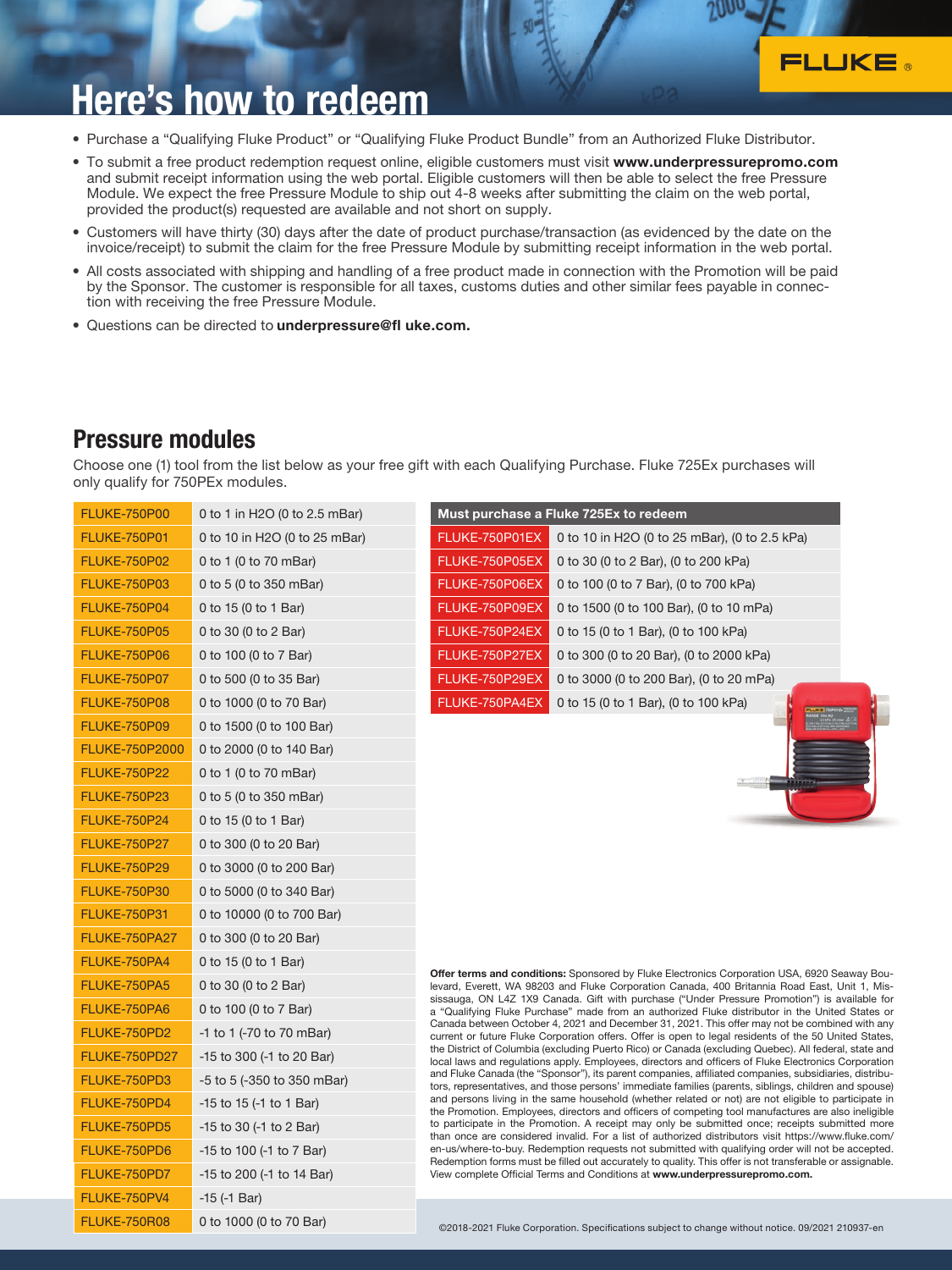# Here's how to redeem

- Purchase a "Qualifying Fluke Product" or "Qualifying Fluke Product Bundle" from an Authorized Fluke Distributor.
- To submit a free product redemption request online, eligible customers must visit **www.underpressurepromo.com** and submit receipt information using the web portal. Eligible customers will then be able to select the free Pressure Module. We expect the free Pressure Module to ship out 4-8 weeks after submitting the claim on the web portal, provided the product(s) requested are available and not short on supply.
- Customers will have thirty (30) days after the date of product purchase/transaction (as evidenced by the date on the invoice/receipt) to submit the claim for the free Pressure Module by submitting receipt information in the web portal.
- All costs associated with shipping and handling of a free product made in connection with the Promotion will be paid by the Sponsor. The customer is responsible for all taxes, customs duties and other similar fees payable in connection with receiving the free Pressure Module.
- Questions can be directed to **underpressure@fl uke.com.**

## Pressure modules

Choose one (1) tool from the list below as your free gift with each Qualifying Purchase. Fluke 725Ex purchases will only qualify for 750PEx modules.

| | |
|---|---|
| FLUKE-750P00 | 0 to 1 in H2O (0 to 2.5 mBar) |
| FLUKE-750P01 | 0 to 10 in H2O (0 to 25 mBar) |
| FLUKE-750P02 | 0 to 1 (0 to 70 mBar) |
| FLUKE-750P03 | 0 to 5 (0 to 350 mBar) |
| FLUKE-750P04 | 0 to 15 (0 to 1 Bar) |
| FLUKE-750P05 | 0 to 30 (0 to 2 Bar) |
| FLUKE-750P06 | 0 to 100 (0 to 7 Bar) |
| FLUKE-750P07 | 0 to 500 (0 to 35 Bar) |
| FLUKE-750P08 | 0 to 1000 (0 to 70 Bar) |
| FLUKE-750P09 | 0 to 1500 (0 to 100 Bar) |
| FLUKE-750P2000 | 0 to 2000 (0 to 140 Bar) |
| FLUKE-750P22 | 0 to 1 (0 to 70 mBar) |
| FLUKE-750P23 | 0 to 5 (0 to 350 mBar) |
| FLUKE-750P24 | 0 to 15 (0 to 1 Bar) |
| FLUKE-750P27 | 0 to 300 (0 to 20 Bar) |
| FLUKE-750P29 | 0 to 3000 (0 to 200 Bar) |
| FLUKE-750P30 | 0 to 5000 (0 to 340 Bar) |
| FLUKE-750P31 | 0 to 10000 (0 to 700 Bar) |
| FLUKE-750PA27 | 0 to 300 (0 to 20 Bar) |
| FLUKE-750PA4 | 0 to 15 (0 to 1 Bar) |
| FLUKE-750PA5 | 0 to 30 (0 to 2 Bar) |
| FLUKE-750PA6 | 0 to 100 (0 to 7 Bar) |
| FLUKE-750PD2 | -1 to 1 (-70 to 70 mBar) |
| FLUKE-750PD27 | -15 to 300 (-1 to 20 Bar) |
| FLUKE-750PD3 | -5 to 5 (-350 to 350 mBar) |
| FLUKE-750PD4 | -15 to 15 (-1 to 1 Bar) |
| FLUKE-750PD5 | -15 to 30 (-1 to 2 Bar) |
| FLUKE-750PD6 | -15 to 100 (-1 to 7 Bar) |
| FLUKE-750PD7 | -15 to 200 (-1 to 14 Bar) |
| FLUKE-750PV4 | -15 (-1 Bar) |
| FLUKE-750R08 | 0 to 1000 (0 to 70 Bar) |

| Must purchase a Fluke 725Ex to redeem | |
|---|---|
| FLUKE-750P01EX | 0 to 10 in H2O (0 to 25 mBar), (0 to 2.5 kPa) |
| FLUKE-750P05EX | 0 to 30 (0 to 2 Bar), (0 to 200 kPa) |
| FLUKE-750P06EX | 0 to 100 (0 to 7 Bar), (0 to 700 kPa) |
| FLUKE-750P09EX | 0 to 1500 (0 to 100 Bar), (0 to 10 mPa) |
| FLUKE-750P24EX | 0 to 15 (0 to 1 Bar), (0 to 100 kPa) |
| FLUKE-750P27EX | 0 to 300 (0 to 20 Bar), (0 to 2000 kPa) |
| FLUKE-750P29EX | 0 to 3000 (0 to 200 Bar), (0 to 20 mPa) |
| FLUKE-750PA4EX | 0 to 15 (0 to 1 Bar), (0 to 100 kPa) |

**Offer terms and conditions:** Sponsored by Fluke Electronics Corporation USA, 6920 Seaway Boulevard, Everett, WA 98203 and Fluke Corporation Canada, 400 Britannia Road East, Unit 1, Mississauga, ON L4Z 1X9 Canada. Gift with purchase ("Under Pressure Promotion") is available for a "Qualifying Fluke Purchase" made from an authorized Fluke distributor in the United States or Canada between October 4, 2021 and December 31, 2021. This offer may not be combined with any current or future Fluke Corporation offers. Offer is open to legal residents of the 50 United States, the District of Columbia (excluding Puerto Rico) or Canada (excluding Quebec). All federal, state and local laws and regulations apply. Employees, directors and officers of Fluke Electronics Corporation and Fluke Canada (the "Sponsor"), its parent companies, affiliated companies, subsidiaries, distributors, representatives, and those persons' immediate families (parents, siblings, children and spouse) and persons living in the same household (whether related or not) are not eligible to participate in the Promotion. Employees, directors and officers of competing tool manufactures are also ineligible to participate in the Promotion. A receipt may only be submitted once; receipts submitted more than once are considered invalid. For a list of authorized distributors visit https://www.fluke.com/en-us/where-to-buy. Redemption requests not submitted with qualifying order will not be accepted. Redemption forms must be filled out accurately to quality. This offer is not transferable or assignable. View complete Official Terms and Conditions at **www.underpressurepromo.com.**

©2018-2021 Fluke Corporation. Specifications subject to change without notice. 09/2021 210937-en